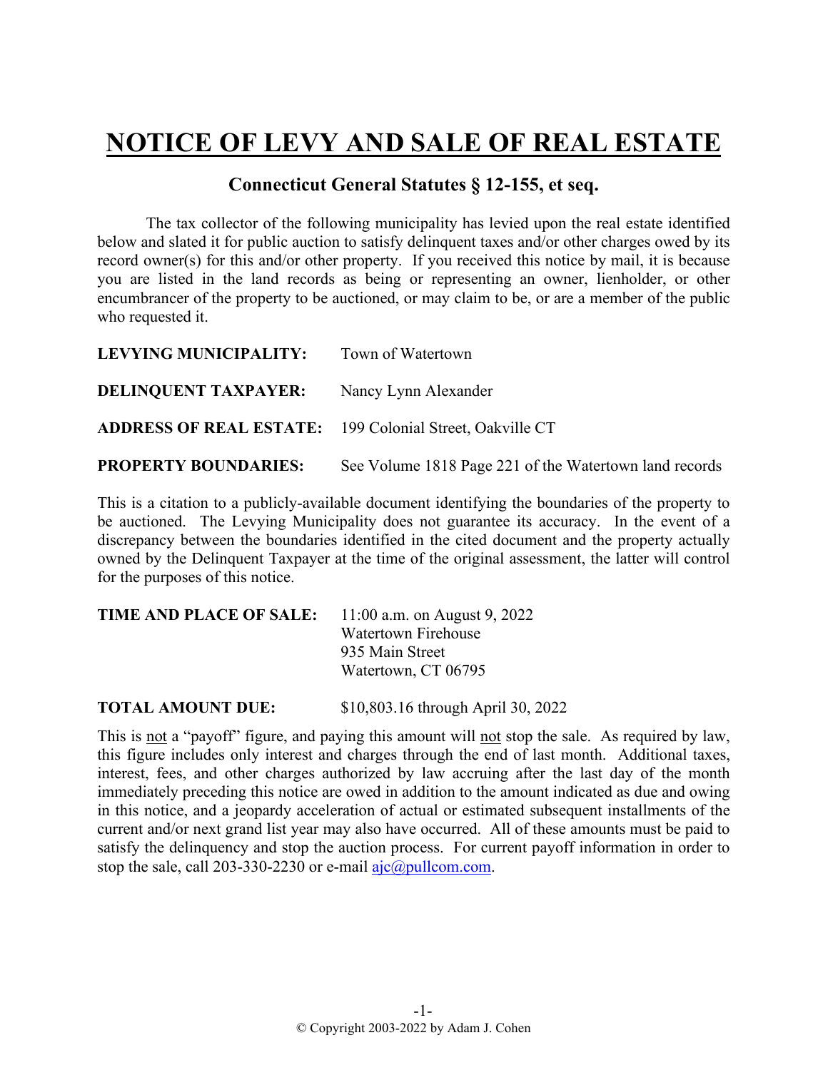# NOTICE OF LEVY AND SALE OF REAL ESTATE

## Connecticut General Statutes § 12-155, et seq.

The tax collector of the following municipality has levied upon the real estate identified below and slated it for public auction to satisfy delinquent taxes and/or other charges owed by its record owner(s) for this and/or other property. If you received this notice by mail, it is because you are listed in the land records as being or representing an owner, lienholder, or other encumbrancer of the property to be auctioned, or may claim to be, or are a member of the public who requested it.

**LEVYING MUNICIPALITY:** Town of Watertown

**DELINQUENT TAXPAYER:** Nancy Lynn Alexander

**ADDRESS OF REAL ESTATE:** 199 Colonial Street, Oakville CT

**PROPERTY BOUNDARIES:** See Volume 1818 Page 221 of the Watertown land records

This is a citation to a publicly-available document identifying the boundaries of the property to be auctioned. The Levying Municipality does not guarantee its accuracy. In the event of a discrepancy between the boundaries identified in the cited document and the property actually owned by the Delinquent Taxpayer at the time of the original assessment, the latter will control for the purposes of this notice.

**TIME AND PLACE OF SALE:** 11:00 a.m. on August 9, 2022
Watertown Firehouse
935 Main Street
Watertown, CT 06795

**TOTAL AMOUNT DUE:** $10,803.16 through April 30, 2022

This is not a "payoff" figure, and paying this amount will not stop the sale. As required by law, this figure includes only interest and charges through the end of last month. Additional taxes, interest, fees, and other charges authorized by law accruing after the last day of the month immediately preceding this notice are owed in addition to the amount indicated as due and owing in this notice, and a jeopardy acceleration of actual or estimated subsequent installments of the current and/or next grand list year may also have occurred. All of these amounts must be paid to satisfy the delinquency and stop the auction process. For current payoff information in order to stop the sale, call 203-330-2230 or e-mail ajc@pullcom.com.

© Copyright 2003-2022 by Adam J. Cohen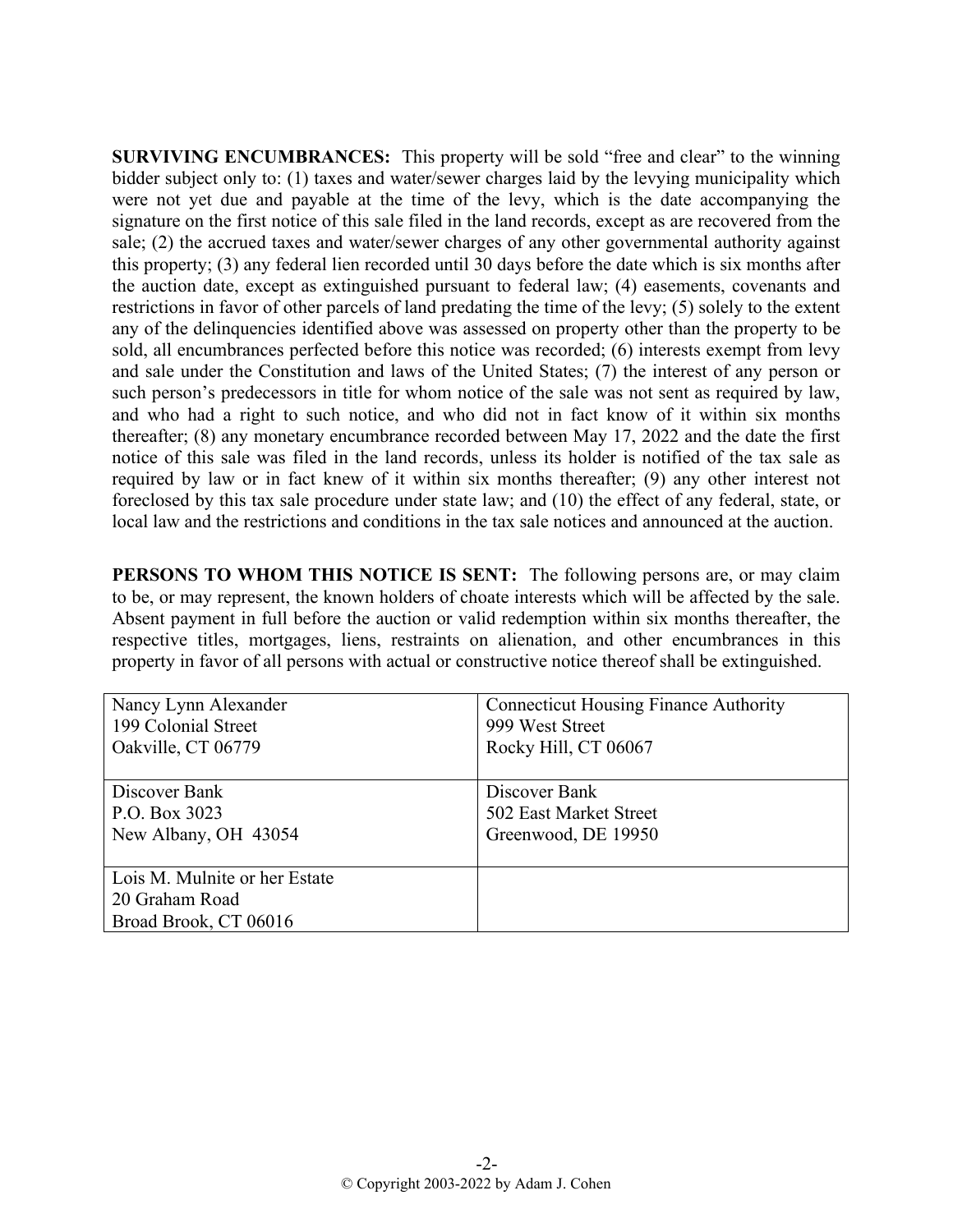**SURVIVING ENCUMBRANCES:** This property will be sold "free and clear" to the winning bidder subject only to: (1) taxes and water/sewer charges laid by the levying municipality which were not yet due and payable at the time of the levy, which is the date accompanying the signature on the first notice of this sale filed in the land records, except as are recovered from the sale; (2) the accrued taxes and water/sewer charges of any other governmental authority against this property; (3) any federal lien recorded until 30 days before the date which is six months after the auction date, except as extinguished pursuant to federal law; (4) easements, covenants and restrictions in favor of other parcels of land predating the time of the levy; (5) solely to the extent any of the delinquencies identified above was assessed on property other than the property to be sold, all encumbrances perfected before this notice was recorded; (6) interests exempt from levy and sale under the Constitution and laws of the United States; (7) the interest of any person or such person's predecessors in title for whom notice of the sale was not sent as required by law, and who had a right to such notice, and who did not in fact know of it within six months thereafter; (8) any monetary encumbrance recorded between May 17, 2022 and the date the first notice of this sale was filed in the land records, unless its holder is notified of the tax sale as required by law or in fact knew of it within six months thereafter; (9) any other interest not foreclosed by this tax sale procedure under state law; and (10) the effect of any federal, state, or local law and the restrictions and conditions in the tax sale notices and announced at the auction.

**PERSONS TO WHOM THIS NOTICE IS SENT:** The following persons are, or may claim to be, or may represent, the known holders of choate interests which will be affected by the sale. Absent payment in full before the auction or valid redemption within six months thereafter, the respective titles, mortgages, liens, restraints on alienation, and other encumbrances in this property in favor of all persons with actual or constructive notice thereof shall be extinguished.

| | |
|---|---|
| Nancy Lynn Alexander<br>199 Colonial Street<br>Oakville, CT 06779 | Connecticut Housing Finance Authority<br>999 West Street<br>Rocky Hill, CT 06067 |
| Discover Bank<br>P.O. Box 3023<br>New Albany, OH 43054 | Discover Bank<br>502 East Market Street<br>Greenwood, DE 19950 |
| Lois M. Mulnite or her Estate<br>20 Graham Road<br>Broad Brook, CT 06016 | |

© Copyright 2003-2022 by Adam J. Cohen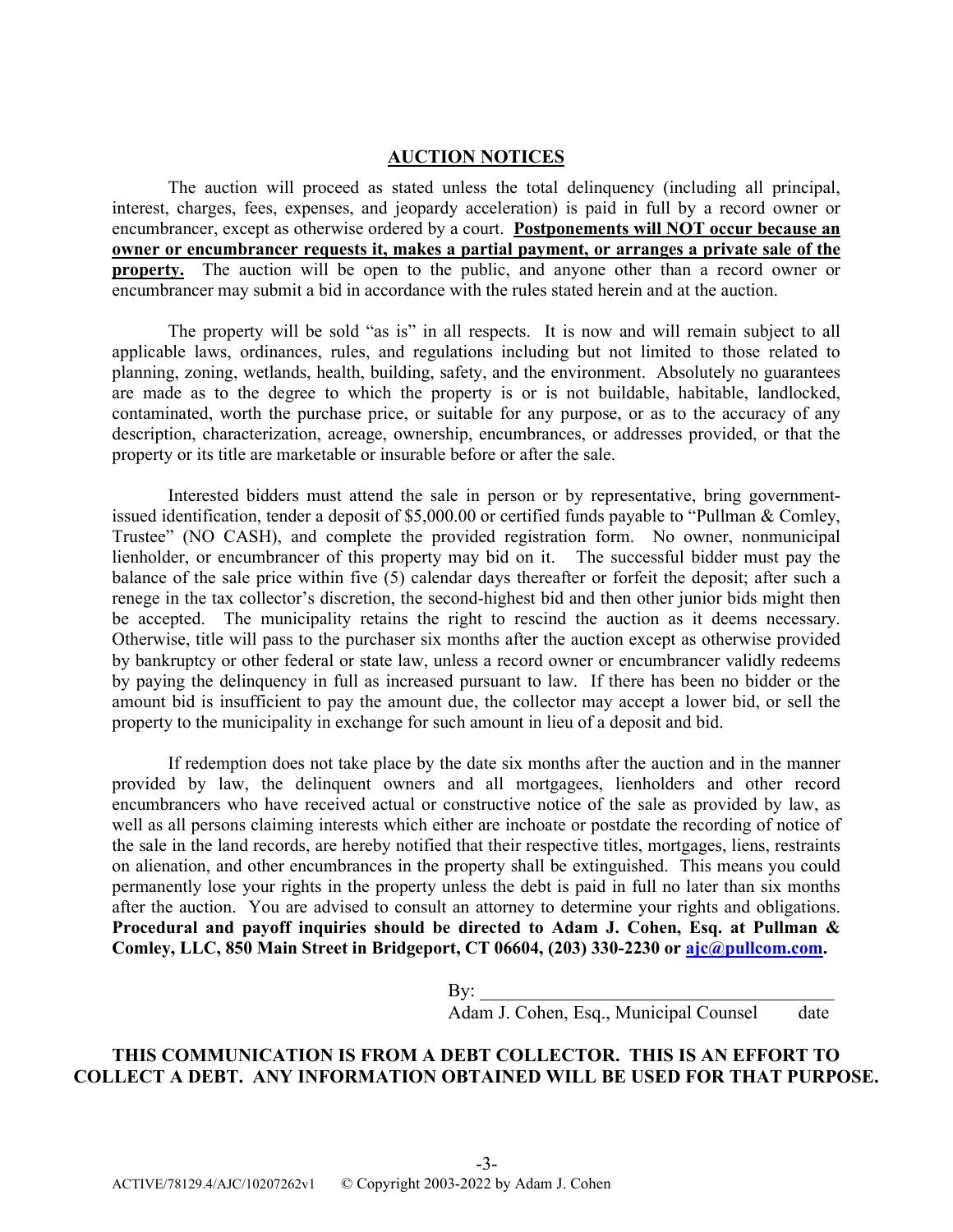## AUCTION NOTICES

The auction will proceed as stated unless the total delinquency (including all principal, interest, charges, fees, expenses, and jeopardy acceleration) is paid in full by a record owner or encumbrancer, except as otherwise ordered by a court. **Postponements will NOT occur because an owner or encumbrancer requests it, makes a partial payment, or arranges a private sale of the property.** The auction will be open to the public, and anyone other than a record owner or encumbrancer may submit a bid in accordance with the rules stated herein and at the auction.

The property will be sold "as is" in all respects. It is now and will remain subject to all applicable laws, ordinances, rules, and regulations including but not limited to those related to planning, zoning, wetlands, health, building, safety, and the environment. Absolutely no guarantees are made as to the degree to which the property is or is not buildable, habitable, landlocked, contaminated, worth the purchase price, or suitable for any purpose, or as to the accuracy of any description, characterization, acreage, ownership, encumbrances, or addresses provided, or that the property or its title are marketable or insurable before or after the sale.

Interested bidders must attend the sale in person or by representative, bring government-issued identification, tender a deposit of $5,000.00 or certified funds payable to "Pullman & Comley, Trustee" (NO CASH), and complete the provided registration form. No owner, nonmunicipal lienholder, or encumbrancer of this property may bid on it. The successful bidder must pay the balance of the sale price within five (5) calendar days thereafter or forfeit the deposit; after such a renege in the tax collector's discretion, the second-highest bid and then other junior bids might then be accepted. The municipality retains the right to rescind the auction as it deems necessary. Otherwise, title will pass to the purchaser six months after the auction except as otherwise provided by bankruptcy or other federal or state law, unless a record owner or encumbrancer validly redeems by paying the delinquency in full as increased pursuant to law. If there has been no bidder or the amount bid is insufficient to pay the amount due, the collector may accept a lower bid, or sell the property to the municipality in exchange for such amount in lieu of a deposit and bid.

If redemption does not take place by the date six months after the auction and in the manner provided by law, the delinquent owners and all mortgagees, lienholders and other record encumbrancers who have received actual or constructive notice of the sale as provided by law, as well as all persons claiming interests which either are inchoate or postdate the recording of notice of the sale in the land records, are hereby notified that their respective titles, mortgages, liens, restraints on alienation, and other encumbrances in the property shall be extinguished. This means you could permanently lose your rights in the property unless the debt is paid in full no later than six months after the auction. You are advised to consult an attorney to determine your rights and obligations. **Procedural and payoff inquiries should be directed to Adam J. Cohen, Esq. at Pullman & Comley, LLC, 850 Main Street in Bridgeport, CT 06604, (203) 330-2230 or ajc@pullcom.com.**

By: ___________________________________

Adam J. Cohen, Esq., Municipal Counsel date

**THIS COMMUNICATION IS FROM A DEBT COLLECTOR. THIS IS AN EFFORT TO COLLECT A DEBT. ANY INFORMATION OBTAINED WILL BE USED FOR THAT PURPOSE.**

ACTIVE/78129.4/AJC/10207262v1 © Copyright 2003-2022 by Adam J. Cohen